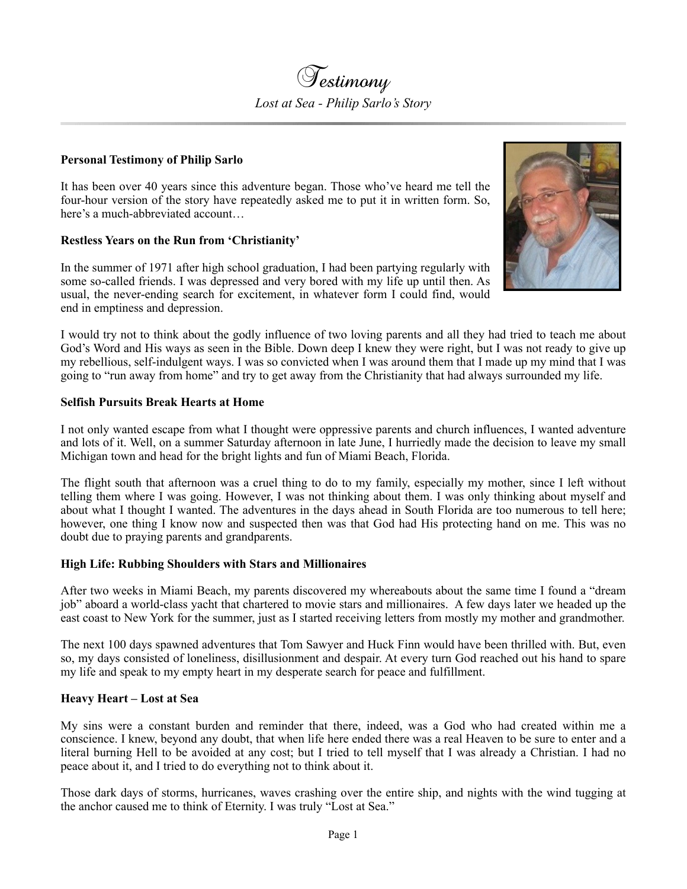# Testimony

*Lost at Sea - Philip Sarlo's Story*

**Personal Testimony of Philip Sarlo**

It has been over 40 years since this adventure began. Those who've heard me tell the four-hour version of the story have repeatedly asked me to put it in written form. So, here's a much-abbreviated account…

**Restless Years on the Run from 'Christianity'**

In the summer of 1971 after high school graduation, I had been partying regularly with some so-called friends. I was depressed and very bored with my life up until then. As usual, the never-ending search for excitement, in whatever form I could find, would end in emptiness and depression.

I would try not to think about the godly influence of two loving parents and all they had tried to teach me about God's Word and His ways as seen in the Bible. Down deep I knew they were right, but I was not ready to give up my rebellious, self-indulgent ways. I was so convicted when I was around them that I made up my mind that I was going to "run away from home" and try to get away from the Christianity that had always surrounded my life.

**Selfish Pursuits Break Hearts at Home**

I not only wanted escape from what I thought were oppressive parents and church influences, I wanted adventure and lots of it. Well, on a summer Saturday afternoon in late June, I hurriedly made the decision to leave my small Michigan town and head for the bright lights and fun of Miami Beach, Florida.

The flight south that afternoon was a cruel thing to do to my family, especially my mother, since I left without telling them where I was going. However, I was not thinking about them. I was only thinking about myself and about what I thought I wanted. The adventures in the days ahead in South Florida are too numerous to tell here; however, one thing I know now and suspected then was that God had His protecting hand on me. This was no doubt due to praying parents and grandparents.

**High Life: Rubbing Shoulders with Stars and Millionaires**

After two weeks in Miami Beach, my parents discovered my whereabouts about the same time I found a "dream job" aboard a world-class yacht that chartered to movie stars and millionaires. A few days later we headed up the east coast to New York for the summer, just as I started receiving letters from mostly my mother and grandmother.

The next 100 days spawned adventures that Tom Sawyer and Huck Finn would have been thrilled with. But, even so, my days consisted of loneliness, disillusionment and despair. At every turn God reached out his hand to spare my life and speak to my empty heart in my desperate search for peace and fulfillment.

**Heavy Heart – Lost at Sea**

My sins were a constant burden and reminder that there, indeed, was a God who had created within me a conscience. I knew, beyond any doubt, that when life here ended there was a real Heaven to be sure to enter and a literal burning Hell to be avoided at any cost; but I tried to tell myself that I was already a Christian. I had no peace about it, and I tried to do everything not to think about it.

Those dark days of storms, hurricanes, waves crashing over the entire ship, and nights with the wind tugging at the anchor caused me to think of Eternity. I was truly "Lost at Sea."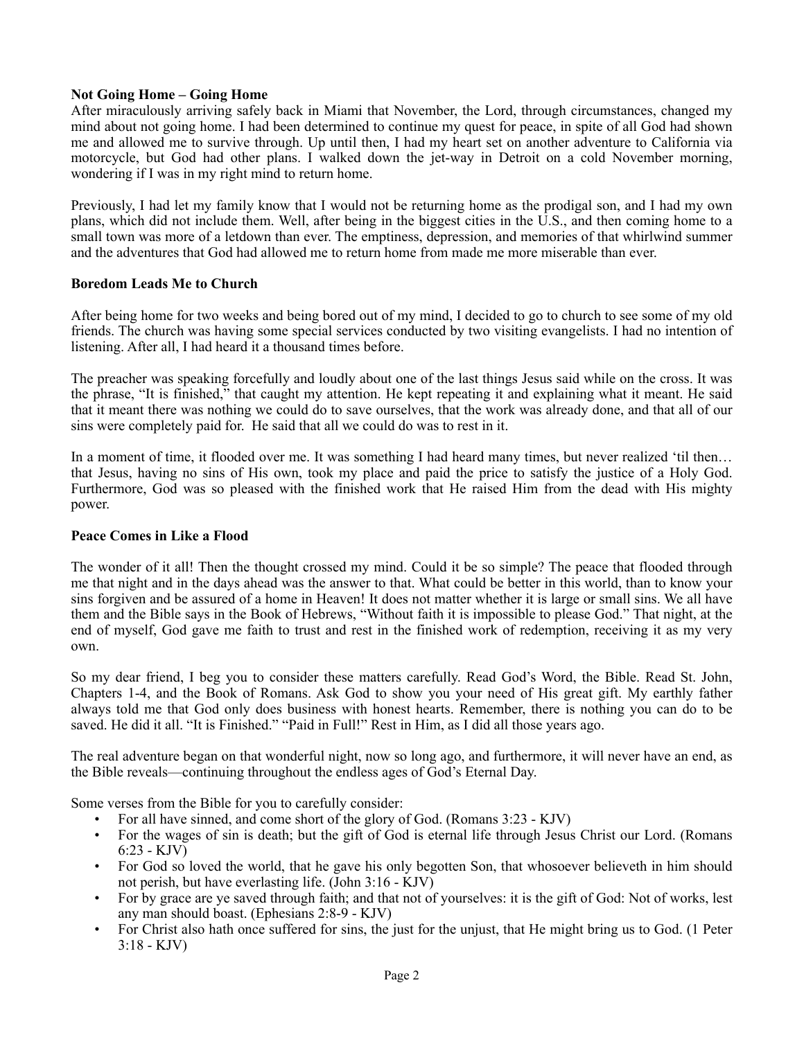**Not Going Home – Going Home**

After miraculously arriving safely back in Miami that November, the Lord, through circumstances, changed my mind about not going home. I had been determined to continue my quest for peace, in spite of all God had shown me and allowed me to survive through. Up until then, I had my heart set on another adventure to California via motorcycle, but God had other plans. I walked down the jet-way in Detroit on a cold November morning, wondering if I was in my right mind to return home.

Previously, I had let my family know that I would not be returning home as the prodigal son, and I had my own plans, which did not include them. Well, after being in the biggest cities in the U.S., and then coming home to a small town was more of a letdown than ever. The emptiness, depression, and memories of that whirlwind summer and the adventures that God had allowed me to return home from made me more miserable than ever.

**Boredom Leads Me to Church**

After being home for two weeks and being bored out of my mind, I decided to go to church to see some of my old friends. The church was having some special services conducted by two visiting evangelists. I had no intention of listening. After all, I had heard it a thousand times before.

The preacher was speaking forcefully and loudly about one of the last things Jesus said while on the cross. It was the phrase, "It is finished," that caught my attention. He kept repeating it and explaining what it meant. He said that it meant there was nothing we could do to save ourselves, that the work was already done, and that all of our sins were completely paid for. He said that all we could do was to rest in it.

In a moment of time, it flooded over me. It was something I had heard many times, but never realized 'til then… that Jesus, having no sins of His own, took my place and paid the price to satisfy the justice of a Holy God. Furthermore, God was so pleased with the finished work that He raised Him from the dead with His mighty power.

**Peace Comes in Like a Flood**

The wonder of it all! Then the thought crossed my mind. Could it be so simple? The peace that flooded through me that night and in the days ahead was the answer to that. What could be better in this world, than to know your sins forgiven and be assured of a home in Heaven! It does not matter whether it is large or small sins. We all have them and the Bible says in the Book of Hebrews, "Without faith it is impossible to please God." That night, at the end of myself, God gave me faith to trust and rest in the finished work of redemption, receiving it as my very own.

So my dear friend, I beg you to consider these matters carefully. Read God's Word, the Bible. Read St. John, Chapters 1-4, and the Book of Romans. Ask God to show you your need of His great gift. My earthly father always told me that God only does business with honest hearts. Remember, there is nothing you can do to be saved. He did it all. "It is Finished." "Paid in Full!" Rest in Him, as I did all those years ago.

The real adventure began on that wonderful night, now so long ago, and furthermore, it will never have an end, as the Bible reveals—continuing throughout the endless ages of God's Eternal Day.

Some verses from the Bible for you to carefully consider:

- For all have sinned, and come short of the glory of God. (Romans 3:23 - KJV)
- For the wages of sin is death; but the gift of God is eternal life through Jesus Christ our Lord. (Romans 6:23 - KJV)
- For God so loved the world, that he gave his only begotten Son, that whosoever believeth in him should not perish, but have everlasting life. (John 3:16 - KJV)
- For by grace are ye saved through faith; and that not of yourselves: it is the gift of God: Not of works, lest any man should boast. (Ephesians 2:8-9 - KJV)
- For Christ also hath once suffered for sins, the just for the unjust, that He might bring us to God. (1 Peter 3:18 - KJV)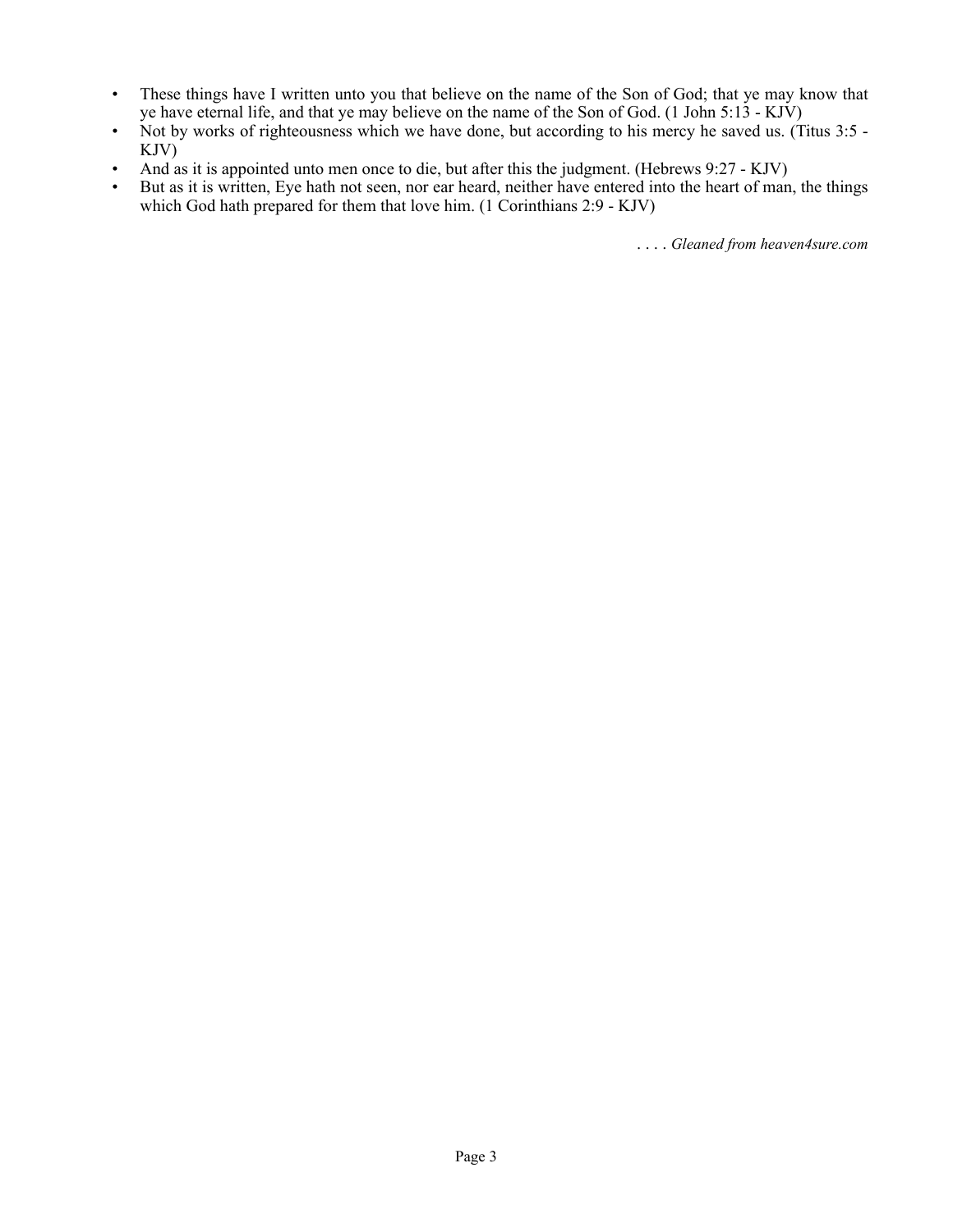- These things have I written unto you that believe on the name of the Son of God; that ye may know that ye have eternal life, and that ye may believe on the name of the Son of God. (1 John 5:13 - KJV)
- Not by works of righteousness which we have done, but according to his mercy he saved us. (Titus 3:5 - KJV)
- And as it is appointed unto men once to die, but after this the judgment. (Hebrews 9:27 - KJV)
- But as it is written, Eye hath not seen, nor ear heard, neither have entered into the heart of man, the things which God hath prepared for them that love him. (1 Corinthians 2:9 - KJV)

. . . . *Gleaned from heaven4sure.com*